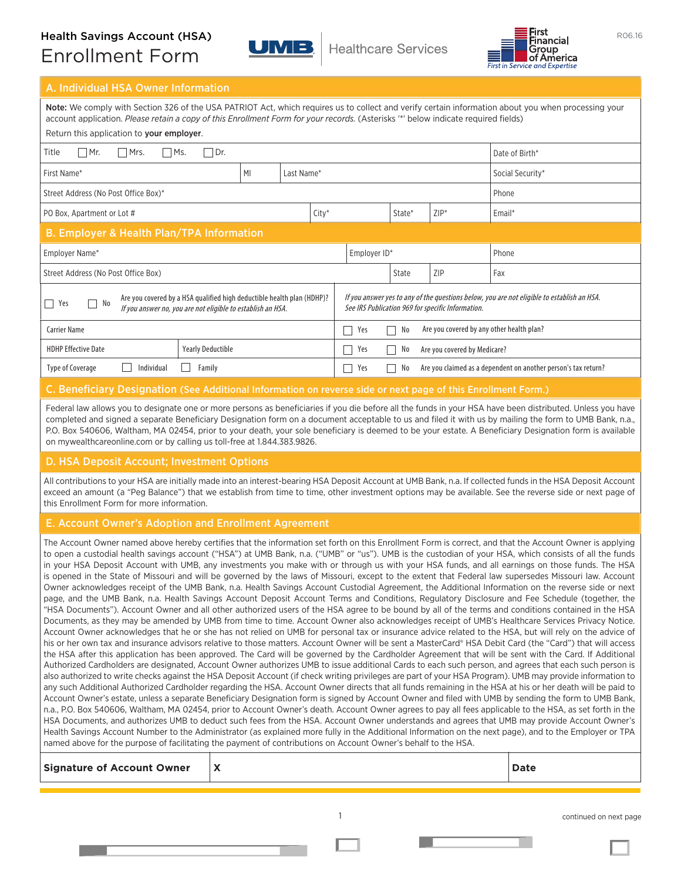# Health Savings Account (HSA) Enrollment Form

UMB Healthcare Services

First Financial Group of America — First in Service and Expertise

R06.16

## A. Individual HSA Owner Information

**Note:** We comply with Section 326 of the USA PATRIOT Act, which requires us to collect and verify certain information about you when processing your account application. *Please retain a copy of this Enrollment Form for your records.* (Asterisks '*' below indicate required fields)

Return this application to **your employer**.

| Title ☐ Mr. ☐ Mrs. ☐ Ms. ☐ Dr. | | | | | Date of Birth* |
|---|---|---|---|---|---|
| First Name* | MI | Last Name* | | | Social Security* |
| Street Address (No Post Office Box)* | | | | | Phone |
| PO Box, Apartment or Lot # | | City* | State* | ZIP* | Email* |

## B. Employer & Health Plan/TPA Information

| Employer Name* | | | Employer ID* | Phone |
|---|---|---|---|---|
| Street Address (No Post Office Box) | | State | ZIP | Fax |

| | |
|---|---|
| ☐ Yes ☐ No Are you covered by a HSA qualified high deductible health plan (HDHP)? *If you answer no, you are not eligible to establish an HSA.* | *If you answer yes to any of the questions below, you are not eligible to establish an HSA. See IRS Publication 969 for specific Information.* |
| Carrier Name | ☐ Yes ☐ No Are you covered by any other health plan? |
| HDHP Effective Date / Yearly Deductible | ☐ Yes ☐ No Are you covered by Medicare? |
| Type of Coverage ☐ Individual ☐ Family | ☐ Yes ☐ No Are you claimed as a dependent on another person's tax return? |

## C. Beneficiary Designation (See Additional Information on reverse side or next page of this Enrollment Form.)

Federal law allows you to designate one or more persons as beneficiaries if you die before all the funds in your HSA have been distributed. Unless you have completed and signed a separate Beneficiary Designation form on a document acceptable to us and filed it with us by mailing the form to UMB Bank, n.a., P.O. Box 540606, Waltham, MA 02454, prior to your death, your sole beneficiary is deemed to be your estate. A Beneficiary Designation form is available on mywealthcareonline.com or by calling us toll-free at 1.844.383.9826.

## D. HSA Deposit Account; Investment Options

All contributions to your HSA are initially made into an interest-bearing HSA Deposit Account at UMB Bank, n.a. If collected funds in the HSA Deposit Account exceed an amount (a "Peg Balance") that we establish from time to time, other investment options may be available. See the reverse side or next page of this Enrollment Form for more information.

## E. Account Owner's Adoption and Enrollment Agreement

The Account Owner named above hereby certifies that the information set forth on this Enrollment Form is correct, and that the Account Owner is applying to open a custodial health savings account ("HSA") at UMB Bank, n.a. ("UMB" or "us"). UMB is the custodian of your HSA, which consists of all the funds in your HSA Deposit Account with UMB, any investments you make with or through us with your HSA funds, and all earnings on those funds. The HSA is opened in the State of Missouri and will be governed by the laws of Missouri, except to the extent that Federal law supersedes Missouri law. Account Owner acknowledges receipt of the UMB Bank, n.a. Health Savings Account Custodial Agreement, the Additional Information on the reverse side or next page, and the UMB Bank, n.a. Health Savings Account Deposit Account Terms and Conditions, Regulatory Disclosure and Fee Schedule (together, the "HSA Documents"). Account Owner and all other authorized users of the HSA agree to be bound by all of the terms and conditions contained in the HSA Documents, as they may be amended by UMB from time to time. Account Owner also acknowledges receipt of UMB's Healthcare Services Privacy Notice. Account Owner acknowledges that he or she has not relied on UMB for personal tax or insurance advice related to the HSA, but will rely on the advice of his or her own tax and insurance advisors relative to those matters. Account Owner will be sent a MasterCard® HSA Debit Card (the "Card") that will access the HSA after this application has been approved. The Card will be governed by the Cardholder Agreement that will be sent with the Card. If Additional Authorized Cardholders are designated, Account Owner authorizes UMB to issue additional Cards to each such person, and agrees that each such person is also authorized to write checks against the HSA Deposit Account (if check writing privileges are part of your HSA Program). UMB may provide information to any such Additional Authorized Cardholder regarding the HSA. Account Owner directs that all funds remaining in the HSA at his or her death will be paid to Account Owner's estate, unless a separate Beneficiary Designation form is signed by Account Owner and filed with UMB by sending the form to UMB Bank, n.a., P.O. Box 540606, Waltham, MA 02454, prior to Account Owner's death. Account Owner agrees to pay all fees applicable to the HSA, as set forth in the HSA Documents, and authorizes UMB to deduct such fees from the HSA. Account Owner understands and agrees that UMB may provide Account Owner's Health Savings Account Number to the Administrator (as explained more fully in the Additional Information on the next page), and to the Employer or TPA named above for the purpose of facilitating the payment of contributions on Account Owner's behalf to the HSA.

| **Signature of Account Owner** | **X** | **Date** |
|---|---|---|

continued on next page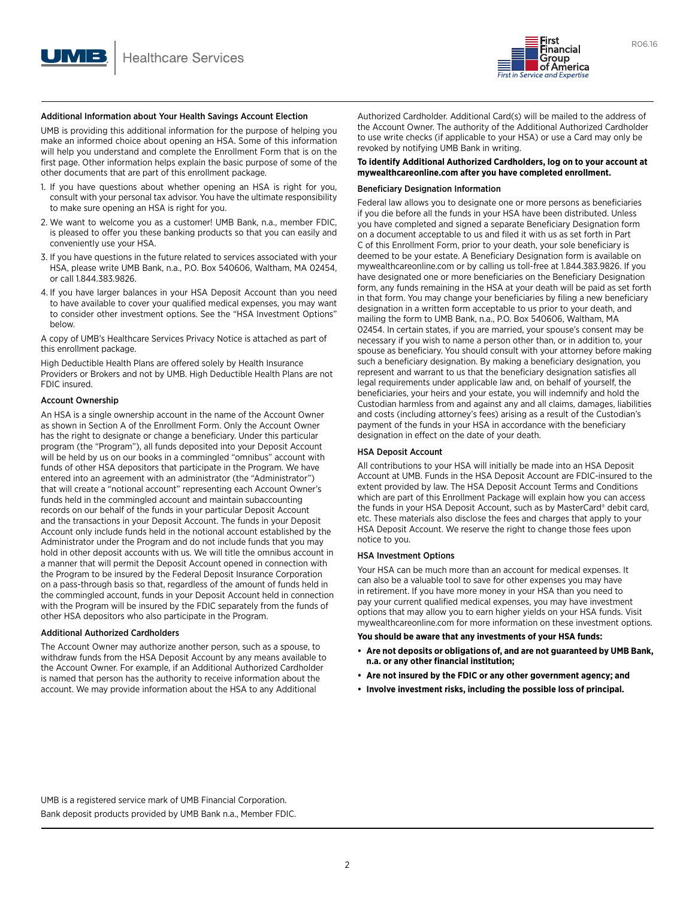## Additional Information about Your Health Savings Account Election

UMB is providing this additional information for the purpose of helping you make an informed choice about opening an HSA. Some of this information will help you understand and complete the Enrollment Form that is on the first page. Other information helps explain the basic purpose of some of the other documents that are part of this enrollment package.

1. If you have questions about whether opening an HSA is right for you, consult with your personal tax advisor. You have the ultimate responsibility to make sure opening an HSA is right for you.
2. We want to welcome you as a customer! UMB Bank, n.a., member FDIC, is pleased to offer you these banking products so that you can easily and conveniently use your HSA.
3. If you have questions in the future related to services associated with your HSA, please write UMB Bank, n.a., P.O. Box 540606, Waltham, MA 02454, or call 1.844.383.9826.
4. If you have larger balances in your HSA Deposit Account than you need to have available to cover your qualified medical expenses, you may want to consider other investment options. See the "HSA Investment Options" below.

A copy of UMB's Healthcare Services Privacy Notice is attached as part of this enrollment package.

High Deductible Health Plans are offered solely by Health Insurance Providers or Brokers and not by UMB. High Deductible Health Plans are not FDIC insured.

## Account Ownership

An HSA is a single ownership account in the name of the Account Owner as shown in Section A of the Enrollment Form. Only the Account Owner has the right to designate or change a beneficiary. Under this particular program (the "Program"), all funds deposited into your Deposit Account will be held by us on our books in a commingled "omnibus" account with funds of other HSA depositors that participate in the Program. We have entered into an agreement with an administrator (the "Administrator") that will create a "notional account" representing each Account Owner's funds held in the commingled account and maintain subaccounting records on our behalf of the funds in your particular Deposit Account and the transactions in your Deposit Account. The funds in your Deposit Account only include funds held in the notional account established by the Administrator under the Program and do not include funds that you may hold in other deposit accounts with us. We will title the omnibus account in a manner that will permit the Deposit Account opened in connection with the Program to be insured by the Federal Deposit Insurance Corporation on a pass-through basis so that, regardless of the amount of funds held in the commingled account, funds in your Deposit Account held in connection with the Program will be insured by the FDIC separately from the funds of other HSA depositors who also participate in the Program.

## Additional Authorized Cardholders

The Account Owner may authorize another person, such as a spouse, to withdraw funds from the HSA Deposit Account by any means available to the Account Owner. For example, if an Additional Authorized Cardholder is named that person has the authority to receive information about the account. We may provide information about the HSA to any Additional Authorized Cardholder. Additional Card(s) will be mailed to the address of the Account Owner. The authority of the Additional Authorized Cardholder to use write checks (if applicable to your HSA) or use a Card may only be revoked by notifying UMB Bank in writing.

**To identify Additional Authorized Cardholders, log on to your account at mywealthcareonline.com after you have completed enrollment.**

## Beneficiary Designation Information

Federal law allows you to designate one or more persons as beneficiaries if you die before all the funds in your HSA have been distributed. Unless you have completed and signed a separate Beneficiary Designation form on a document acceptable to us and filed it with us as set forth in Part C of this Enrollment Form, prior to your death, your sole beneficiary is deemed to be your estate. A Beneficiary Designation form is available on mywealthcareonline.com or by calling us toll-free at 1.844.383.9826. If you have designated one or more beneficiaries on the Beneficiary Designation form, any funds remaining in the HSA at your death will be paid as set forth in that form. You may change your beneficiaries by filing a new beneficiary designation in a written form acceptable to us prior to your death, and mailing the form to UMB Bank, n.a., P.O. Box 540606, Waltham, MA 02454. In certain states, if you are married, your spouse's consent may be necessary if you wish to name a person other than, or in addition to, your spouse as beneficiary. You should consult with your attorney before making such a beneficiary designation. By making a beneficiary designation, you represent and warrant to us that the beneficiary designation satisfies all legal requirements under applicable law and, on behalf of yourself, the beneficiaries, your heirs and your estate, you will indemnify and hold the Custodian harmless from and against any and all claims, damages, liabilities and costs (including attorney's fees) arising as a result of the Custodian's payment of the funds in your HSA in accordance with the beneficiary designation in effect on the date of your death.

## HSA Deposit Account

All contributions to your HSA will initially be made into an HSA Deposit Account at UMB. Funds in the HSA Deposit Account are FDIC-insured to the extent provided by law. The HSA Deposit Account Terms and Conditions which are part of this Enrollment Package will explain how you can access the funds in your HSA Deposit Account, such as by MasterCard® debit card, etc. These materials also disclose the fees and charges that apply to your HSA Deposit Account. We reserve the right to change those fees upon notice to you.

## HSA Investment Options

Your HSA can be much more than an account for medical expenses. It can also be a valuable tool to save for other expenses you may have in retirement. If you have more money in your HSA than you need to pay your current qualified medical expenses, you may have investment options that may allow you to earn higher yields on your HSA funds. Visit mywealthcareonline.com for more information on these investment options.

**You should be aware that any investments of your HSA funds:**

- **Are not deposits or obligations of, and are not guaranteed by UMB Bank, n.a. or any other financial institution;**
- **Are not insured by the FDIC or any other government agency; and**
- **Involve investment risks, including the possible loss of principal.**

UMB is a registered service mark of UMB Financial Corporation.
Bank deposit products provided by UMB Bank n.a., Member FDIC.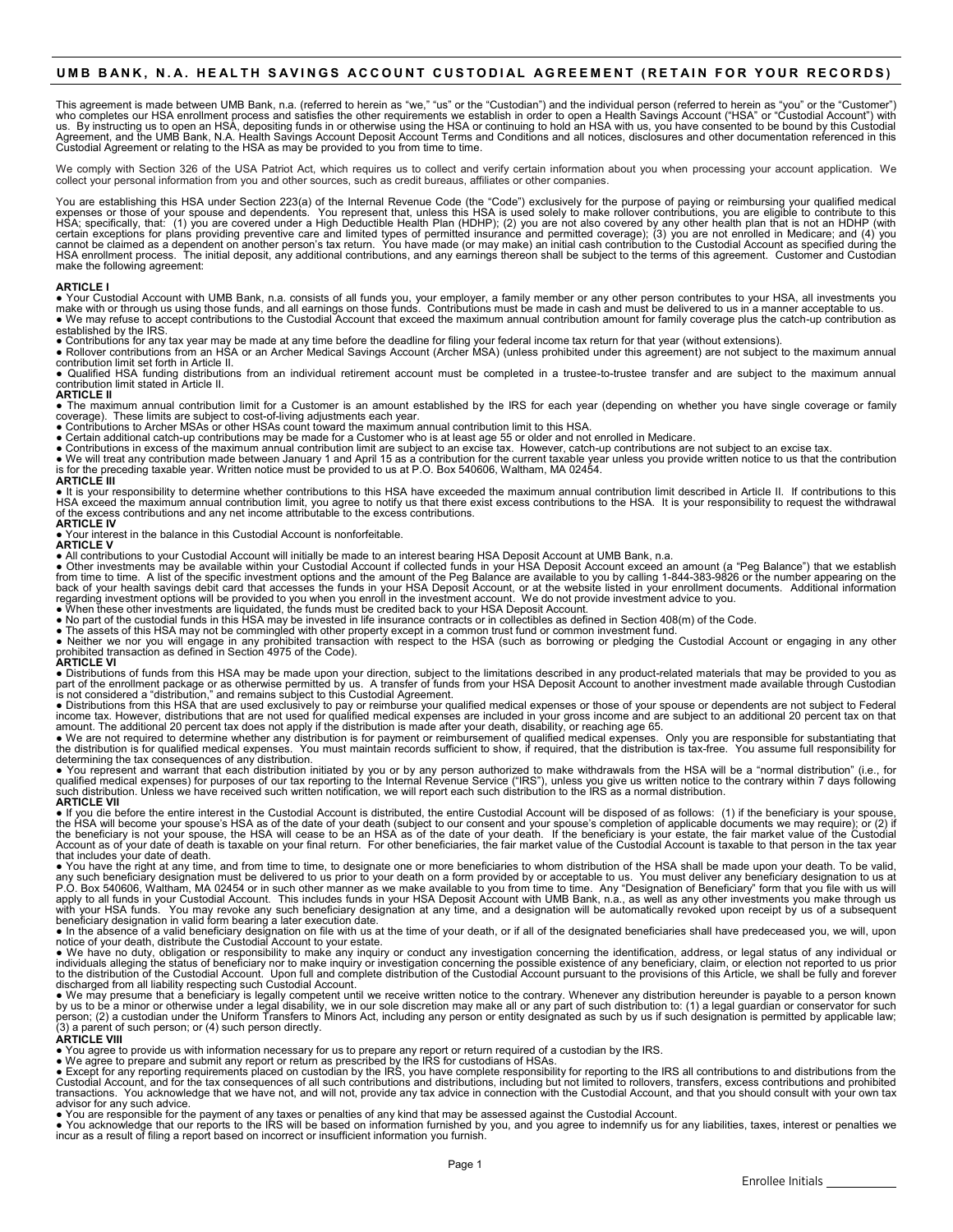# UMB BANK, N.A. HEALTH SAVINGS ACCOUNT CUSTODIAL AGREEMENT (RETAIN FOR YOUR RECORDS)

This agreement is made between UMB Bank, n.a. (referred to herein as "we," "us" or the "Custodian") and the individual person (referred to herein as "you" or the "Customer") who completes our HSA enrollment process and satisfies the other requirements we establish in order to open a Health Savings Account ("HSA" or "Custodial Account") with us. By instructing us to open an HSA, depositing funds in or otherwise using the HSA or continuing to hold an HSA with us, you have consented to be bound by this Custodial Agreement, and the UMB Bank, N.A. Health Savings Account Deposit Account Terms and Conditions and all notices, disclosures and other documentation referenced in this Custodial Agreement or relating to the HSA as may be provided to you from time to time.

We comply with Section 326 of the USA Patriot Act, which requires us to collect and verify certain information about you when processing your account application. We collect your personal information from you and other sources, such as credit bureaus, affiliates or other companies.

You are establishing this HSA under Section 223(a) of the Internal Revenue Code (the "Code") exclusively for the purpose of paying or reimbursing your qualified medical expenses or those of your spouse and dependents. You represent that, unless this HSA is used solely to make rollover contributions, you are eligible to contribute to this HSA; specifically, that: (1) you are covered under a High Deductible Health Plan (HDHP); (2) you are not also covered by any other health plan that is not an HDHP (with certain exceptions for plans providing preventive care and limited types of permitted insurance and permitted coverage); (3) you are not enrolled in Medicare; and (4) you cannot be claimed as a dependent on another person's tax return. You have made (or may make) an initial cash contribution to the Custodial Account as specified during the HSA enrollment process. The initial deposit, any additional contributions, and any earnings thereon shall be subject to the terms of this agreement. Customer and Custodian make the following agreement:

**ARTICLE I**

- Your Custodial Account with UMB Bank, n.a. consists of all funds you, your employer, a family member or any other person contributes to your HSA, all investments you make with or through us using those funds, and all earnings on those funds. Contributions must be made in cash and must be delivered to us in a manner acceptable to us.
- We may refuse to accept contributions to the Custodial Account that exceed the maximum annual contribution amount for family coverage plus the catch-up contribution as established by the IRS.
- Contributions for any tax year may be made at any time before the deadline for filing your federal income tax return for that year (without extensions).
- Rollover contributions from an HSA or an Archer Medical Savings Account (Archer MSA) (unless prohibited under this agreement) are not subject to the maximum annual contribution limit set forth in Article II.
- Qualified HSA funding distributions from an individual retirement account must be completed in a trustee-to-trustee transfer and are subject to the maximum annual contribution limit stated in Article II.

**ARTICLE II**

- The maximum annual contribution limit for a Customer is an amount established by the IRS for each year (depending on whether you have single coverage or family coverage). These limits are subject to cost-of-living adjustments each year.
- Contributions to Archer MSAs or other HSAs count toward the maximum annual contribution limit to this HSA.
- Certain additional catch-up contributions may be made for a Customer who is at least age 55 or older and not enrolled in Medicare.
- Contributions in excess of the maximum annual contribution limit are subject to an excise tax. However, catch-up contributions are not subject to an excise tax.
- We will treat any contribution made between January 1 and April 15 as a contribution for the current taxable year unless you provide written notice to us that the contribution is for the preceding taxable year. Written notice must be provided to us at P.O. Box 540606, Waltham, MA 02454.

**ARTICLE III**

- It is your responsibility to determine whether contributions to this HSA have exceeded the maximum annual contribution limit described in Article II. If contributions to this HSA exceed the maximum annual contribution limit, you agree to notify us that there exist excess contributions to the HSA. It is your responsibility to request the withdrawal of the excess contributions and any net income attributable to the excess contributions.

**ARTICLE IV**

- Your interest in the balance in this Custodial Account is nonforfeitable.

**ARTICLE V**

- All contributions to your Custodial Account will initially be made to an interest bearing HSA Deposit Account at UMB Bank, n.a.
- Other investments may be available within your Custodial Account if collected funds in your HSA Deposit Account exceed an amount (a "Peg Balance") that we establish from time to time. A list of the specific investment options and the amount of the Peg Balance are available to you by calling 1-844-383-9826 or the number appearing on the back of your health savings debit card that accesses the funds in your HSA Deposit Account, or at the website listed in your enrollment documents. Additional information regarding investment options will be provided to you when you enroll in the investment account. We do not provide investment advice to you.
- When these other investments are liquidated, the funds must be credited back to your HSA Deposit Account.
- No part of the custodial funds in this HSA may be invested in life insurance contracts or in collectibles as defined in Section 408(m) of the Code.
- The assets of this HSA may not be commingled with other property except in a common trust fund or common investment fund.
- Neither we nor you will engage in any prohibited transaction with respect to the HSA (such as borrowing or pledging the Custodial Account or engaging in any other prohibited transaction as defined in Section 4975 of the Code).

**ARTICLE VI**

- Distributions of funds from this HSA may be made upon your direction, subject to the limitations described in any product-related materials that may be provided to you as part of the enrollment package or as otherwise permitted by us. A transfer of funds from your HSA Deposit Account to another investment made available through Custodian is not considered a "distribution," and remains subject to this Custodial Agreement.
- Distributions from this HSA that are used exclusively to pay or reimburse your qualified medical expenses or those of your spouse or dependents are not subject to Federal income tax. However, distributions that are not used for qualified medical expenses are included in your gross income and are subject to an additional 20 percent tax on that amount. The additional 20 percent tax does not apply if the distribution is made after your death, disability, or reaching age 65.
- We are not required to determine whether any distribution is for payment or reimbursement of qualified medical expenses. Only you are responsible for substantiating that the distribution is for qualified medical expenses. You must maintain records sufficient to show, if required, that the distribution is tax-free. You assume full responsibility for determining the tax consequences of any distribution.
- You represent and warrant that each distribution initiated by you or by any person authorized to make withdrawals from the HSA will be a "normal distribution" (i.e., for qualified medical expenses) for purposes of our tax reporting to the Internal Revenue Service ("IRS"), unless you give us written notice to the contrary within 7 days following such distribution. Unless we have received such written notification, we will report each such distribution to the IRS as a normal distribution.

**ARTICLE VII**

- If you die before the entire interest in the Custodial Account is distributed, the entire Custodial Account will be disposed of as follows: (1) if the beneficiary is your spouse, the HSA will become your spouse's HSA as of the date of your death (subject to our consent and your spouse's completion of applicable documents we may require); or (2) if the beneficiary is not your spouse, the HSA will cease to be an HSA as of the date of your death. If the beneficiary is your estate, the fair market value of the Custodial Account as of your date of death is taxable on your final return. For other beneficiaries, the fair market value of the Custodial Account is taxable to that person in the tax year that includes your date of death.
- You have the right at any time, and from time to time, to designate one or more beneficiaries to whom distribution of the HSA shall be made upon your death. To be valid, any such beneficiary designation must be delivered to us prior to your death on a form provided by or acceptable to us. You must deliver any beneficiary designation to us at P.O. Box 540606, Waltham, MA 02454 or in such other manner as we make available to you from time to time. Any "Designation of Beneficiary" form that you file with us will apply to all funds in your Custodial Account. This includes funds in your HSA Deposit Account with UMB Bank, n.a., as well as any other investments you make through us with your HSA funds. You may revoke any such beneficiary designation at any time, and a designation will be automatically revoked upon receipt by us of a subsequent beneficiary designation in valid form bearing a later execution date.
- In the absence of a valid beneficiary designation on file with us at the time of your death, or if all of the designated beneficiaries shall have predeceased you, we will, upon notice of your death, distribute the Custodial Account to your estate.
- We have no duty, obligation or responsibility to make any inquiry or conduct any investigation concerning the identification, address, or legal status of any individual or individuals alleging the status of beneficiary nor to make inquiry or investigation concerning the possible existence of any beneficiary, claim, or election not reported to us prior to the distribution of the Custodial Account. Upon full and complete distribution of the Custodial Account pursuant to the provisions of this Article, we shall be fully and forever discharged from all liability respecting such Custodial Account.
- We may presume that a beneficiary is legally competent until we receive written notice to the contrary. Whenever any distribution hereunder is payable to a person known by us to be a minor or otherwise under a legal disability, we in our sole discretion may make all or any part of such distribution to: (1) a legal guardian or conservator for such person; (2) a custodian under the Uniform Transfers to Minors Act, including any person or entity designated as such by us if such designation is permitted by applicable law; (3) a parent of such person; or (4) such person directly.

**ARTICLE VIII**

- You agree to provide us with information necessary for us to prepare any report or return required of a custodian by the IRS.
- We agree to prepare and submit any report or return as prescribed by the IRS for custodians of HSAs.
- Except for any reporting requirements placed on custodian by the IRS, you have complete responsibility for reporting to the IRS all contributions to and distributions from the Custodial Account, and for the tax consequences of all such contributions and distributions, including but not limited to rollovers, transfers, excess contributions and prohibited transactions. You acknowledge that we have not, and will not, provide any tax advice in connection with the Custodial Account, and that you should consult with your own tax advisor for any such advice.
- You are responsible for the payment of any taxes or penalties of any kind that may be assessed against the Custodial Account.
- You acknowledge that our reports to the IRS will be based on information furnished by you, and you agree to indemnify us for any liabilities, taxes, interest or penalties we incur as a result of filing a report based on incorrect or insufficient information you furnish.

Enrollee Initials ___________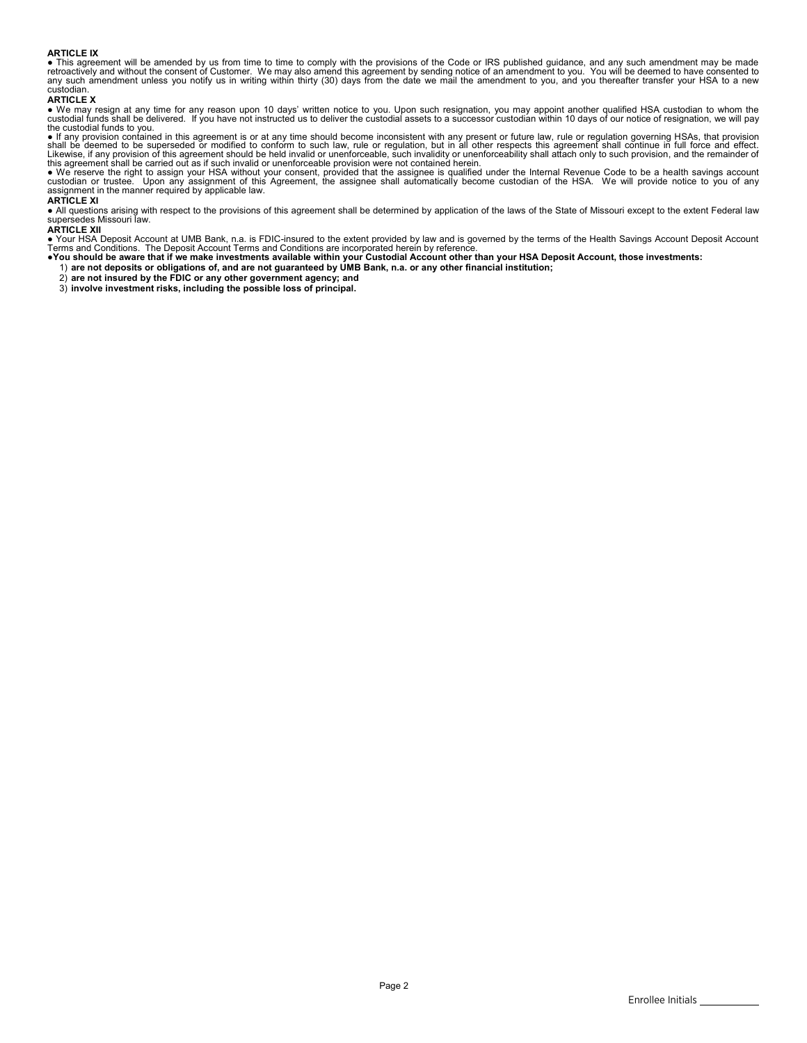**ARTICLE IX**

● This agreement will be amended by us from time to time to comply with the provisions of the Code or IRS published guidance, and any such amendment may be made retroactively and without the consent of Customer. We may also amend this agreement by sending notice of an amendment to you. You will be deemed to have consented to any such amendment unless you notify us in writing within thirty (30) days from the date we mail the amendment to you, and you thereafter transfer your HSA to a new custodian.

**ARTICLE X**

● We may resign at any time for any reason upon 10 days' written notice to you. Upon such resignation, you may appoint another qualified HSA custodian to whom the custodial funds shall be delivered. If you have not instructed us to deliver the custodial assets to a successor custodian within 10 days of our notice of resignation, we will pay the custodial funds to you.

● If any provision contained in this agreement is or at any time should become inconsistent with any present or future law, rule or regulation governing HSAs, that provision shall be deemed to be superseded or modified to conform to such law, rule or regulation, but in all other respects this agreement shall continue in full force and effect. Likewise, if any provision of this agreement should be held invalid or unenforceable, such invalidity or unenforceability shall attach only to such provision, and the remainder of this agreement shall be carried out as if such invalid or unenforceable provision were not contained herein.

● We reserve the right to assign your HSA without your consent, provided that the assignee is qualified under the Internal Revenue Code to be a health savings account custodian or trustee. Upon any assignment of this Agreement, the assignee shall automatically become custodian of the HSA. We will provide notice to you of any assignment in the manner required by applicable law.

**ARTICLE XI**

● All questions arising with respect to the provisions of this agreement shall be determined by application of the laws of the State of Missouri except to the extent Federal law supersedes Missouri law.

**ARTICLE XII**

● Your HSA Deposit Account at UMB Bank, n.a. is FDIC-insured to the extent provided by law and is governed by the terms of the Health Savings Account Deposit Account Terms and Conditions. The Deposit Account Terms and Conditions are incorporated herein by reference.

●**You should be aware that if we make investments available within your Custodial Account other than your HSA Deposit Account, those investments:**

1) **are not deposits or obligations of, and are not guaranteed by UMB Bank, n.a. or any other financial institution;**
2) **are not insured by the FDIC or any other government agency; and**
3) **involve investment risks, including the possible loss of principal.**

Enrollee Initials ___________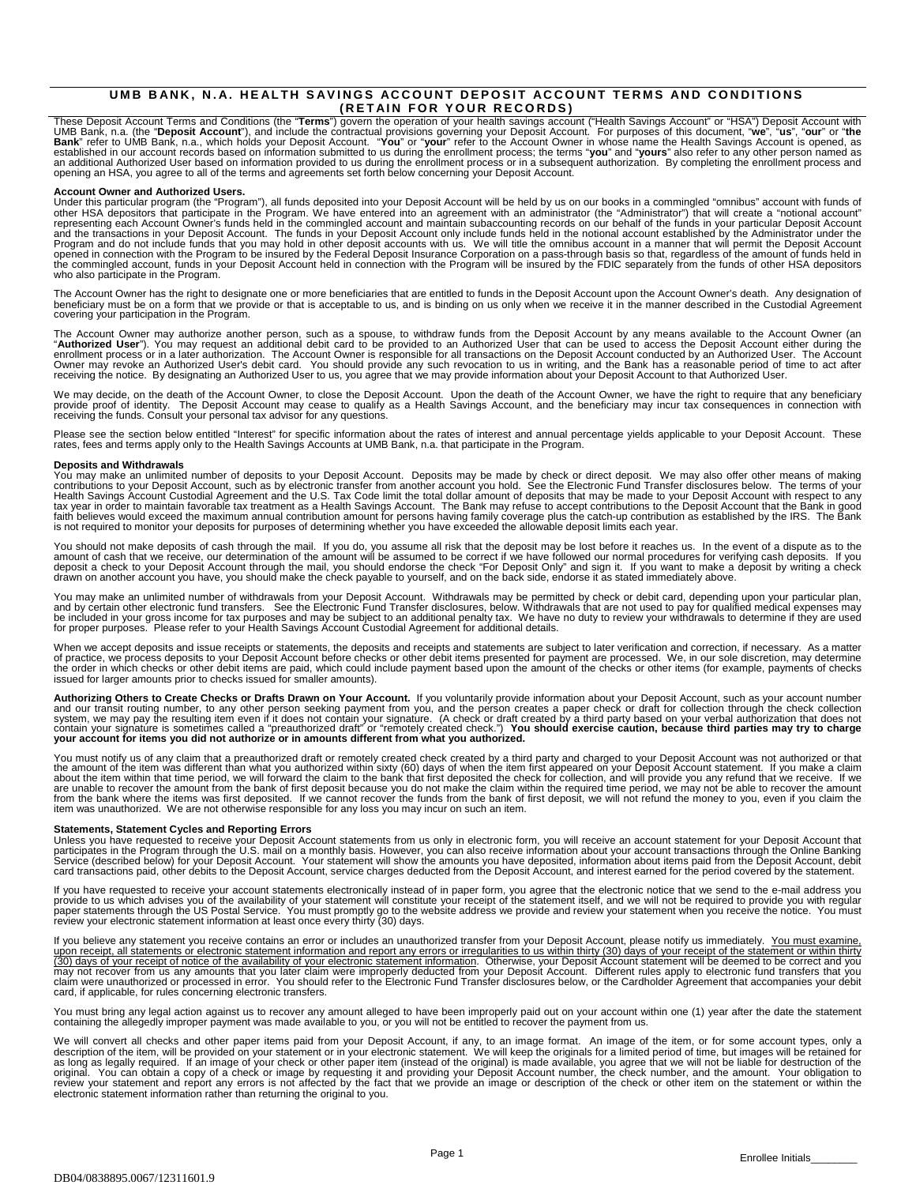## UMB BANK, N.A. HEALTH SAVINGS ACCOUNT DEPOSIT ACCOUNT TERMS AND CONDITIONS (RETAIN FOR YOUR RECORDS)

These Deposit Account Terms and Conditions (the "**Terms**") govern the operation of your health savings account ("Health Savings Account" or "HSA") Deposit Account with UMB Bank, n.a. (the "**Deposit Account**"), and include the contractual provisions governing your Deposit Account. For purposes of this document, "**we**", "**us**", "**our**" or "**the Bank**" refer to UMB Bank, n.a., which holds your Deposit Account. "**You**" or "**your**" refer to the Account Owner in whose name the Health Savings Account is opened, as established in our account records based on information submitted to us during the enrollment process; the terms "**you**" and "**yours**" also refer to any other person named as an additional Authorized User based on information provided to us during the enrollment process or in a subsequent authorization. By completing the enrollment process and opening an HSA, you agree to all of the terms and agreements set forth below concerning your Deposit Account.

**Account Owner and Authorized Users.**

Under this particular program (the "Program"), all funds deposited into your Deposit Account will be held by us on our books in a commingled "omnibus" account with funds of other HSA depositors that participate in the Program. We have entered into an agreement with an administrator (the "Administrator") that will create a "notional account" representing each Account Owner's funds held in the commingled account and maintain subaccounting records on our behalf of the funds in your particular Deposit Account and the transactions in your Deposit Account. The funds in your Deposit Account only include funds held in the notional account established by the Administrator under the Program and do not include funds that you may hold in other deposit accounts with us. We will title the omnibus account in a manner that will permit the Deposit Account opened in connection with the Program to be insured by the Federal Deposit Insurance Corporation on a pass-through basis so that, regardless of the amount of funds held in the commingled account, funds in your Deposit Account held in connection with the Program will be insured by the FDIC separately from the funds of other HSA depositors who also participate in the Program.

The Account Owner has the right to designate one or more beneficiaries that are entitled to funds in the Deposit Account upon the Account Owner's death. Any designation of beneficiary must be on a form that we provide or that is acceptable to us, and is binding on us only when we receive it in the manner described in the Custodial Agreement covering your participation in the Program.

The Account Owner may authorize another person, such as a spouse, to withdraw funds from the Deposit Account by any means available to the Account Owner (an "**Authorized User**"). You may request an additional debit card to be provided to an Authorized User that can be used to access the Deposit Account either during the enrollment process or in a later authorization. The Account Owner is responsible for all transactions on the Deposit Account conducted by an Authorized User. The Account Owner may revoke an Authorized User's debit card. You should provide any such revocation to us in writing, and the Bank has a reasonable period of time to act after receiving the notice. By designating an Authorized User to us, you agree that we may provide information about your Deposit Account to that Authorized User.

We may decide, on the death of the Account Owner, to close the Deposit Account. Upon the death of the Account Owner, we have the right to require that any beneficiary provide proof of identity. The Deposit Account may cease to qualify as a Health Savings Account, and the beneficiary may incur tax consequences in connection with receiving the funds. Consult your personal tax advisor for any questions.

Please see the section below entitled "Interest" for specific information about the rates of interest and annual percentage yields applicable to your Deposit Account. These rates, fees and terms apply only to the Health Savings Accounts at UMB Bank, n.a. that participate in the Program.

**Deposits and Withdrawals**

You may make an unlimited number of deposits to your Deposit Account. Deposits may be made by check or direct deposit. We may also offer other means of making contributions to your Deposit Account, such as by electronic transfer from another account you hold. See the Electronic Fund Transfer disclosures below. The terms of your Health Savings Account Custodial Agreement and the U.S. Tax Code limit the total dollar amount of deposits that may be made to your Deposit Account with respect to any tax year in order to maintain favorable tax treatment as a Health Savings Account. The Bank may refuse to accept contributions to the Deposit Account that the Bank in good faith believes would exceed the maximum annual contribution amount for persons having family coverage plus the catch-up contribution as established by the IRS. The Bank is not required to monitor your deposits for purposes of determining whether you have exceeded the allowable deposit limits each year.

You should not make deposits of cash through the mail. If you do, you assume all risk that the deposit may be lost before it reaches us. In the event of a dispute as to the amount of cash that we receive, our determination of the amount will be assumed to be correct if we have followed our normal procedures for verifying cash deposits. If you deposit a check to your Deposit Account through the mail, you should endorse the check "For Deposit Only" and sign it. If you want to make a deposit by writing a check drawn on another account you have, you should make the check payable to yourself, and on the back side, endorse it as stated immediately above.

You may make an unlimited number of withdrawals from your Deposit Account. Withdrawals may be permitted by check or debit card, depending upon your particular plan, and by certain other electronic fund transfers. See the Electronic Fund Transfer disclosures, below. Withdrawals that are not used to pay for qualified medical expenses may be included in your gross income for tax purposes and may be subject to an additional penalty tax. We have no duty to review your withdrawals to determine if they are used for proper purposes. Please refer to your Health Savings Account Custodial Agreement for additional details.

When we accept deposits and issue receipts or statements, the deposits and receipts and statements are subject to later verification and correction, if necessary. As a matter of practice, we process deposits to your Deposit Account before checks or other debit items presented for payment are processed. We, in our sole discretion, may determine the order in which checks or other debit items are paid, which could include payment based upon the amount of the checks or other items (for example, payments of checks issued for larger amounts prior to checks issued for smaller amounts).

**Authorizing Others to Create Checks or Drafts Drawn on Your Account.** If you voluntarily provide information about your Deposit Account, such as your account number and our transit routing number, to any other person seeking payment from you, and the person creates a paper check or draft for collection through the check collection system, we may pay the resulting item even if it does not contain your signature. (A check or draft created by a third party based on your verbal authorization that does not contain your signature is sometimes called a "preauthorized draft" or "remotely created check.") **You should exercise caution, because third parties may try to charge your account for items you did not authorize or in amounts different from what you authorized.**

You must notify us of any claim that a preauthorized draft or remotely created check created by a third party and charged to your Deposit Account was not authorized or that the amount of the item was different than what you authorized within sixty (60) days of when the item first appeared on your Deposit Account statement. If you make a claim about the item within that time period, we will forward the claim to the bank that first deposited the check for collection, and will provide you any refund that we receive. If we are unable to recover the amount from the bank of first deposit because you do not make the claim within the required time period, we may not be able to recover the amount from the bank where the items was first deposited. If we cannot recover the funds from the bank of first deposit, we will not refund the money to you, even if you claim the item was unauthorized. We are not otherwise responsible for any loss you may incur on such an item.

**Statements, Statement Cycles and Reporting Errors**

Unless you have requested to receive your Deposit Account statements from us only in electronic form, you will receive an account statement for your Deposit Account that participates in the Program through the U.S. mail on a monthly basis. However, you can also receive information about your account transactions through the Online Banking Service (described below) for your Deposit Account. Your statement will show the amounts you have deposited, information about items paid from the Deposit Account, debit card transactions paid, other debits to the Deposit Account, service charges deducted from the Deposit Account, and interest earned for the period covered by the statement.

If you have requested to receive your account statements electronically instead of in paper form, you agree that the electronic notice that we send to the e-mail address you provide to us which advises you of the availability of your statement will constitute your receipt of the statement itself, and we will not be required to provide you with regular paper statements through the US Postal Service. You must promptly go to the website address we provide and review your statement when you receive the notice. You must review your electronic statement information at least once every thirty (30) days.

If you believe any statement you receive contains an error or includes an unauthorized transfer from your Deposit Account, please notify us immediately. <u>You must examine, upon receipt, all statements or electronic statement information and report any errors or irregularities to us within thirty (30) days of your receipt of the statement or within thirty (30) days of your receipt of notice of the availability of your electronic statement information.</u> Otherwise, your Deposit Account statement will be deemed to be correct and you may not recover from us any amounts that you later claim were improperly deducted from your Deposit Account. Different rules apply to electronic fund transfers that you claim were unauthorized or processed in error. You should refer to the Electronic Fund Transfer disclosures below, or the Cardholder Agreement that accompanies your debit card, if applicable, for rules concerning electronic transfers.

You must bring any legal action against us to recover any amount alleged to have been improperly paid out on your account within one (1) year after the date the statement containing the allegedly improper payment was made available to you, or you will not be entitled to recover the payment from us.

We will convert all checks and other paper items paid from your Deposit Account, if any, to an image format. An image of the item, or for some account types, only a description of the item, will be provided on your statement or in your electronic statement. We will keep the originals for a limited period of time, but images will be retained for as long as legally required. If an image of your check or other paper item (instead of the original) is made available, you agree that we will not be liable for destruction of the original. You can obtain a copy of a check or image by requesting it and providing your Deposit Account number, the check number, and the amount. Your obligation to review your statement and report any errors is not affected by the fact that we provide an image or description of the check or other item on the statement or within the electronic statement information rather than returning the original to you.

Enrollee Initials________

DB04/0838895.0067/12311601.9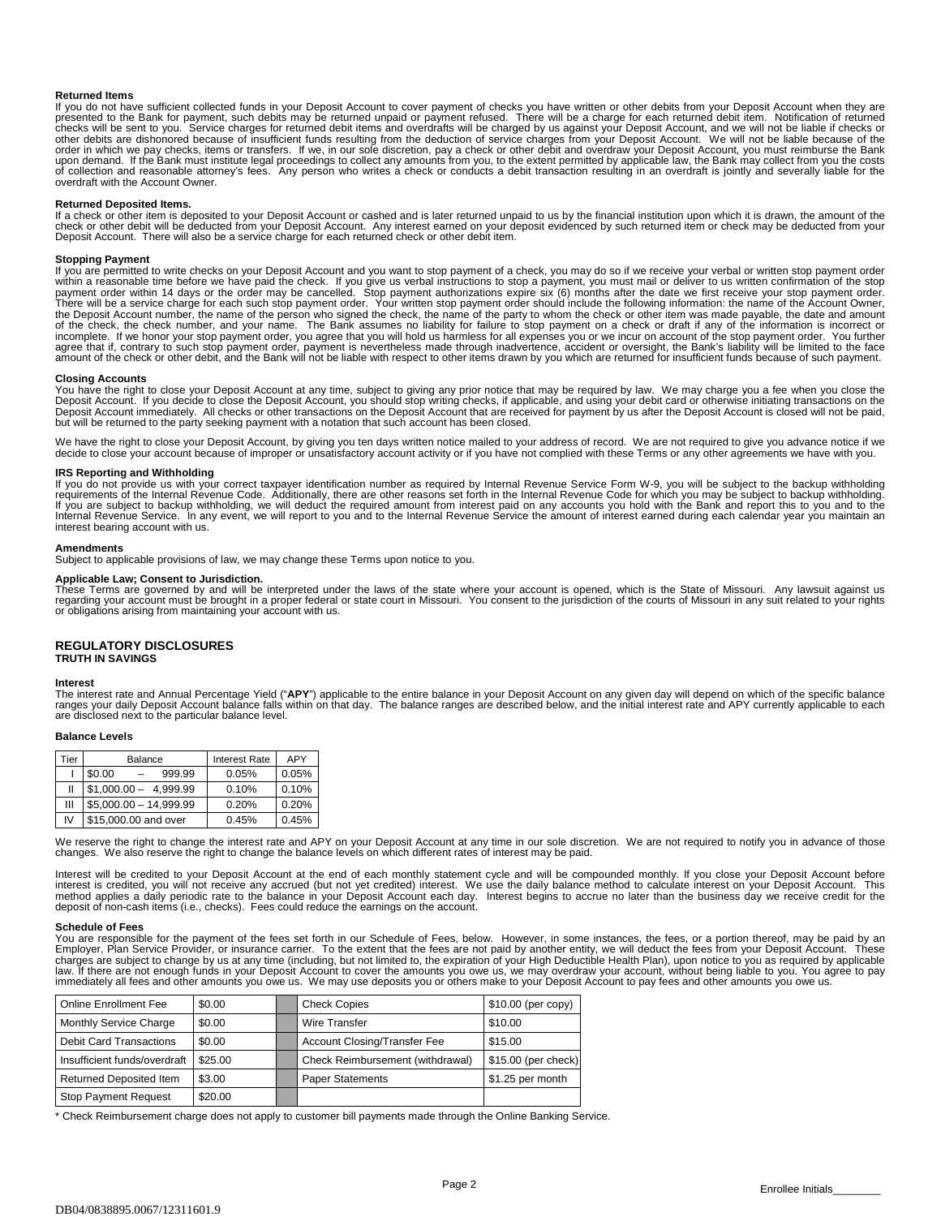**Returned Items**

If you do not have sufficient collected funds in your Deposit Account to cover payment of checks you have written or other debits from your Deposit Account when they are presented to the Bank for payment, such debits may be returned unpaid or payment refused. There will be a charge for each returned debit item. Notification of returned checks will be sent to you. Service charges for returned debit items and overdrafts will be charged by us against your Deposit Account, and we will not be liable if checks or other debits are dishonored because of insufficient funds resulting from the deduction of service charges from your Deposit Account. We will not be liable because of the order in which we pay checks, items or transfers. If we, in our sole discretion, pay a check or other debit and overdraw your Deposit Account, you must reimburse the Bank upon demand. If the Bank must institute legal proceedings to collect any amounts from you, to the extent permitted by applicable law, the Bank may collect from you the costs of collection and reasonable attorney's fees. Any person who writes a check or conducts a debit transaction resulting in an overdraft is jointly and severally liable for the overdraft with the Account Owner.

**Returned Deposited Items.**

If a check or other item is deposited to your Deposit Account or cashed and is later returned unpaid to us by the financial institution upon which it is drawn, the amount of the check or other debit will be deducted from your Deposit Account. Any interest earned on your deposit evidenced by such returned item or check may be deducted from your Deposit Account. There will also be a service charge for each returned check or other debit item.

**Stopping Payment**

If you are permitted to write checks on your Deposit Account and you want to stop payment of a check, you may do so if we receive your verbal or written stop payment order within a reasonable time before we have paid the check. If you give us verbal instructions to stop a payment, you must mail or deliver to us written confirmation of the stop payment order within 14 days or the order may be cancelled. Stop payment authorizations expire six (6) months after the date we first receive your stop payment order. There will be a service charge for each such stop payment order. Your written stop payment order should include the following information: the name of the Account Owner, the Deposit Account number, the name of the person who signed the check, the name of the party to whom the check or other item was made payable, the date and amount of the check, the check number, and your name. The Bank assumes no liability for failure to stop payment on a check or draft if any of the information is incorrect or incomplete. If we honor your stop payment order, you agree that you will hold us harmless for all expenses you or we incur on account of the stop payment order. You further agree that if, contrary to such stop payment order, payment is nevertheless made through inadvertence, accident or oversight, the Bank's liability will be limited to the face amount of the check or other debit, and the Bank will not be liable with respect to other items drawn by you which are returned for insufficient funds because of such payment.

**Closing Accounts**

You have the right to close your Deposit Account at any time, subject to giving any prior notice that may be required by law. We may charge you a fee when you close the Deposit Account. If you decide to close the Deposit Account, you should stop writing checks, if applicable, and using your debit card or otherwise initiating transactions on the Deposit Account immediately. All checks or other transactions on the Deposit Account that are received for payment by us after the Deposit Account is closed will not be paid, but will be returned to the party seeking payment with a notation that such account has been closed.

We have the right to close your Deposit Account, by giving you ten days written notice mailed to your address of record. We are not required to give you advance notice if we decide to close your account because of improper or unsatisfactory account activity or if you have not complied with these Terms or any other agreements we have with you.

**IRS Reporting and Withholding**

If you do not provide us with your correct taxpayer identification number as required by Internal Revenue Service Form W-9, you will be subject to the backup withholding requirements of the Internal Revenue Code. Additionally, there are other reasons set forth in the Internal Revenue Code for which you may be subject to backup withholding. If you are subject to backup withholding, we will deduct the required amount from interest paid on any accounts you hold with the Bank and report this to you and to the Internal Revenue Service. In any event, we will report to you and to the Internal Revenue Service the amount of interest earned during each calendar year you maintain an interest bearing account with us.

**Amendments**

Subject to applicable provisions of law, we may change these Terms upon notice to you.

**Applicable Law; Consent to Jurisdiction.**

These Terms are governed by and will be interpreted under the laws of the state where your account is opened, which is the State of Missouri. Any lawsuit against us regarding your account must be brought in a proper federal or state court in Missouri. You consent to the jurisdiction of the courts of Missouri in any suit related to your rights or obligations arising from maintaining your account with us.

## REGULATORY DISCLOSURES

**TRUTH IN SAVINGS**

**Interest**

The interest rate and Annual Percentage Yield ("**APY**") applicable to the entire balance in your Deposit Account on any given day will depend on which of the specific balance ranges your daily Deposit Account balance falls within on that day. The balance ranges are described below, and the initial interest rate and APY currently applicable to each are disclosed next to the particular balance level.

**Balance Levels**

| Tier | Balance | Interest Rate | APY |
|---|---|---|---|
| I | $0.00 – 999.99 | 0.05% | 0.05% |
| II | $1,000.00 – 4,999.99 | 0.10% | 0.10% |
| III | $5,000.00 – 14,999.99 | 0.20% | 0.20% |
| IV | $15,000.00 and over | 0.45% | 0.45% |

We reserve the right to change the interest rate and APY on your Deposit Account at any time in our sole discretion. We are not required to notify you in advance of those changes. We also reserve the right to change the balance levels on which different rates of interest may be paid.

Interest will be credited to your Deposit Account at the end of each monthly statement cycle and will be compounded monthly. If you close your Deposit Account before interest is credited, you will not receive any accrued (but not yet credited) interest. We use the daily balance method to calculate interest on your Deposit Account. This method applies a daily periodic rate to the balance in your Deposit Account each day. Interest begins to accrue no later than the business day we receive credit for the deposit of non-cash items (i.e., checks). Fees could reduce the earnings on the account.

**Schedule of Fees**

You are responsible for the payment of the fees set forth in our Schedule of Fees, below. However, in some instances, the fees, or a portion thereof, may be paid by an Employer, Plan Service Provider, or insurance carrier. To the extent that the fees are not paid by another entity, we will deduct the fees from your Deposit Account. These charges are subject to change by us at any time (including, but not limited to, the expiration of your High Deductible Health Plan), upon notice to you as required by applicable law. If there are not enough funds in your Deposit Account to cover the amounts you owe us, we may overdraw your account, without being liable to you. You agree to pay immediately all fees and other amounts you owe us. We may use deposits you or others make to your Deposit Account to pay fees and other amounts you owe us.

| | | | | |
|---|---|---|---|---|
| Online Enrollment Fee | $0.00 | | Check Copies | $10.00 (per copy) |
| Monthly Service Charge | $0.00 | | Wire Transfer | $10.00 |
| Debit Card Transactions | $0.00 | | Account Closing/Transfer Fee | $15.00 |
| Insufficient funds/overdraft | $25.00 | | Check Reimbursement (withdrawal) | $15.00 (per check) |
| Returned Deposited Item | $3.00 | | Paper Statements | $1.25 per month |
| Stop Payment Request | $20.00 | | | |

* Check Reimbursement charge does not apply to customer bill payments made through the Online Banking Service.

Enrollee Initials________

DB04/0838895.0067/12311601.9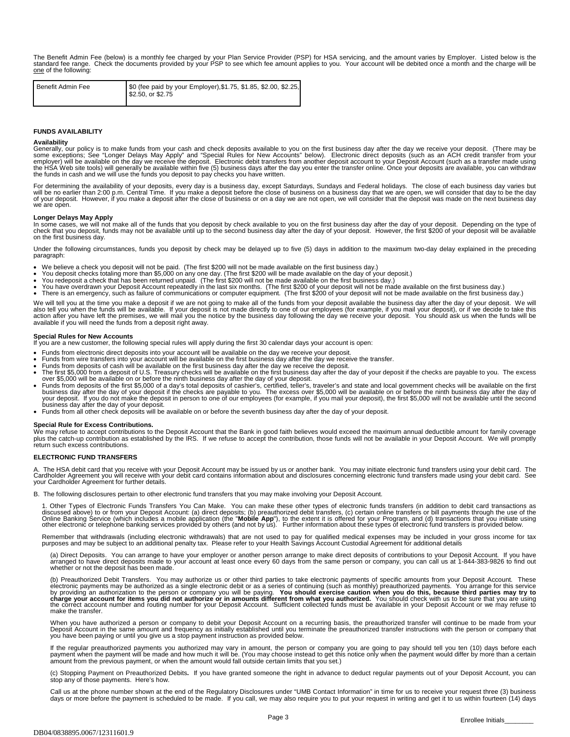The Benefit Admin Fee (below) is a monthly fee charged by your Plan Service Provider (PSP) for HSA servicing, and the amount varies by Employer. Listed below is the standard fee range. Check the documents provided by your PSP to see which fee amount applies to you. Your account will be debited once a month and the charge will be one of the following:

| Benefit Admin Fee | $0 (fee paid by your Employer),$1.75, $1.85, $2.00, $2.25, $2.50, or $2.75 |
|---|---|

**FUNDS AVAILABILITY**

**Availability**

Generally, our policy is to make funds from your cash and check deposits available to you on the first business day after the day we receive your deposit. (There may be some exceptions; See "Longer Delays May Apply" and "Special Rules for New Accounts" below). Electronic direct deposits (such as an ACH credit transfer from your employer) will be available on the day we receive the deposit. Electronic debit transfers from another deposit account to your Deposit Account (such as a transfer made using the HSA Web site tools) will generally be available within five (5) business days after the day you enter the transfer online. Once your deposits are available, you can withdraw the funds in cash and we will use the funds you deposit to pay checks you have written.

For determining the availability of your deposits, every day is a business day, except Saturdays, Sundays and Federal holidays. The close of each business day varies but will be no earlier than 2:00 p.m. Central Time. If you make a deposit before the close of business on a business day that we are open, we will consider that day to be the day of your deposit. However, if you make a deposit after the close of business or on a day we are not open, we will consider that the deposit was made on the next business day we are open.

**Longer Delays May Apply**

In some cases, we will not make all of the funds that you deposit by check available to you on the first business day after the day of your deposit. Depending on the type of check that you deposit, funds may not be available until up to the second business day after the day of your deposit. However, the first $200 of your deposit will be available on the first business day.

Under the following circumstances, funds you deposit by check may be delayed up to five (5) days in addition to the maximum two-day delay explained in the preceding paragraph:

- We believe a check you deposit will not be paid. (The first $200 will not be made available on the first business day.)
- You deposit checks totaling more than $5,000 on any one day. (The first $200 will be made available on the day of your deposit.)
- You redeposit a check that has been returned unpaid. (The first $200 will not be made available on the first business day.)
- You have overdrawn your Deposit Account repeatedly in the last six months. (The first $200 of your deposit will not be made available on the first business day.)
- There is an emergency, such as failure of communications or computer equipment. (The first $200 of your deposit will not be made available on the first business day.)

We will tell you at the time you make a deposit if we are not going to make all of the funds from your deposit available the business day after the day of your deposit. We will also tell you when the funds will be available. If your deposit is not made directly to one of our employees (for example, if you mail your deposit), or if we decide to take this action after you have left the premises, we will mail you the notice by the business day following the day we receive your deposit. You should ask us when the funds will be available if you will need the funds from a deposit right away.

**Special Rules for New Accounts**

If you are a new customer, the following special rules will apply during the first 30 calendar days your account is open:

- Funds from electronic direct deposits into your account will be available on the day we receive your deposit.
- Funds from wire transfers into your account will be available on the first business day after the day we receive the transfer.
- Funds from deposits of cash will be available on the first business day after the day we receive the deposit.
- The first $5,000 from a deposit of U.S. Treasury checks will be available on the first business day after the day of your deposit if the checks are payable to you. The excess over $5,000 will be available on or before the ninth business day after the day of your deposit.
- Funds from deposits of the first $5,000 of a day's total deposits of cashier's, certified, teller's, traveler's and state and local government checks will be available on the first business day after the day of your deposit if the checks are payable to you. The excess over $5,000 will be available on or before the ninth business day after the day of your deposit. If you do not make the deposit in person to one of our employees (for example, if you mail your deposit), the first $5,000 will not be available until the second business day after the day of your deposit.
- Funds from all other check deposits will be available on or before the seventh business day after the day of your deposit.

**Special Rule for Excess Contributions.**

We may refuse to accept contributions to the Deposit Account that the Bank in good faith believes would exceed the maximum annual deductible amount for family coverage plus the catch-up contribution as established by the IRS. If we refuse to accept the contribution, those funds will not be available in your Deposit Account. We will promptly return such excess contributions.

**ELECTRONIC FUND TRANSFERS**

A. The HSA debit card that you receive with your Deposit Account may be issued by us or another bank. You may initiate electronic fund transfers using your debit card. The Cardholder Agreement you will receive with your debit card contains information about and disclosures concerning electronic fund transfers made using your debit card. See your Cardholder Agreement for further details.

B. The following disclosures pertain to other electronic fund transfers that you may make involving your Deposit Account.

1. Other Types of Electronic Funds Transfers You Can Make. You can make these other types of electronic funds transfers (in addition to debit card transactions as discussed above) to or from your Deposit Account: (a) direct deposits; (b) preauthorized debit transfers, (c) certain online transfers or bill payments through the use of the Online Banking Service (which includes a mobile application (the "**Mobile App**"), to the extent it is offered for your Program, and (d) transactions that you initiate using other electronic or telephone banking services provided by others (and not by us). Further information about these types of electronic fund transfers is provided below.

Remember that withdrawals (including electronic withdrawals) that are not used to pay for qualified medical expenses may be included in your gross income for tax purposes and may be subject to an additional penalty tax. Please refer to your Health Savings Account Custodial Agreement for additional details

(a) Direct Deposits. You can arrange to have your employer or another person arrange to make direct deposits of contributions to your Deposit Account. If you have arranged to have direct deposits made to your account at least once every 60 days from the same person or company, you can call us at 1-844-383-9826 to find out whether or not the deposit has been made.

(b) Preauthorized Debit Transfers. You may authorize us or other third parties to take electronic payments of specific amounts from your Deposit Account. These electronic payments may be authorized as a single electronic debit or as a series of continuing (such as monthly) preauthorized payments. You arrange for this service by providing an authorization to the person or company you will be paying. **You should exercise caution when you do this, because third parties may try to charge your account for items you did not authorize or in amounts different from what you authorized.** You should check with us to be sure that you are using the correct account number and routing number for your Deposit Account. Sufficient collected funds must be available in your Deposit Account or we may refuse to make the transfer.

When you have authorized a person or company to debit your Deposit Account on a recurring basis, the preauthorized transfer will continue to be made from your Deposit Account in the same amount and frequency as initially established until you terminate the preauthorized transfer instructions with the person or company that you have been paying or until you give us a stop payment instruction as provided below.

If the regular preauthorized payments you authorized may vary in amount, the person or company you are going to pay should tell you ten (10) days before each payment when the payment will be made and how much it will be. (You may choose instead to get this notice only when the payment would differ by more than a certain amount from the previous payment, or when the amount would fall outside certain limits that you set.)

(c) Stopping Payment on Preauthorized Debits**.** If you have granted someone the right in advance to deduct regular payments out of your Deposit Account, you can stop any of those payments. Here's how.

Call us at the phone number shown at the end of the Regulatory Disclosures under "UMB Contact Information" in time for us to receive your request three (3) business days or more before the payment is scheduled to be made. If you call, we may also require you to put your request in writing and get it to us within fourteen (14) days

Enrollee Initials________

DB04/0838895.0067/12311601.9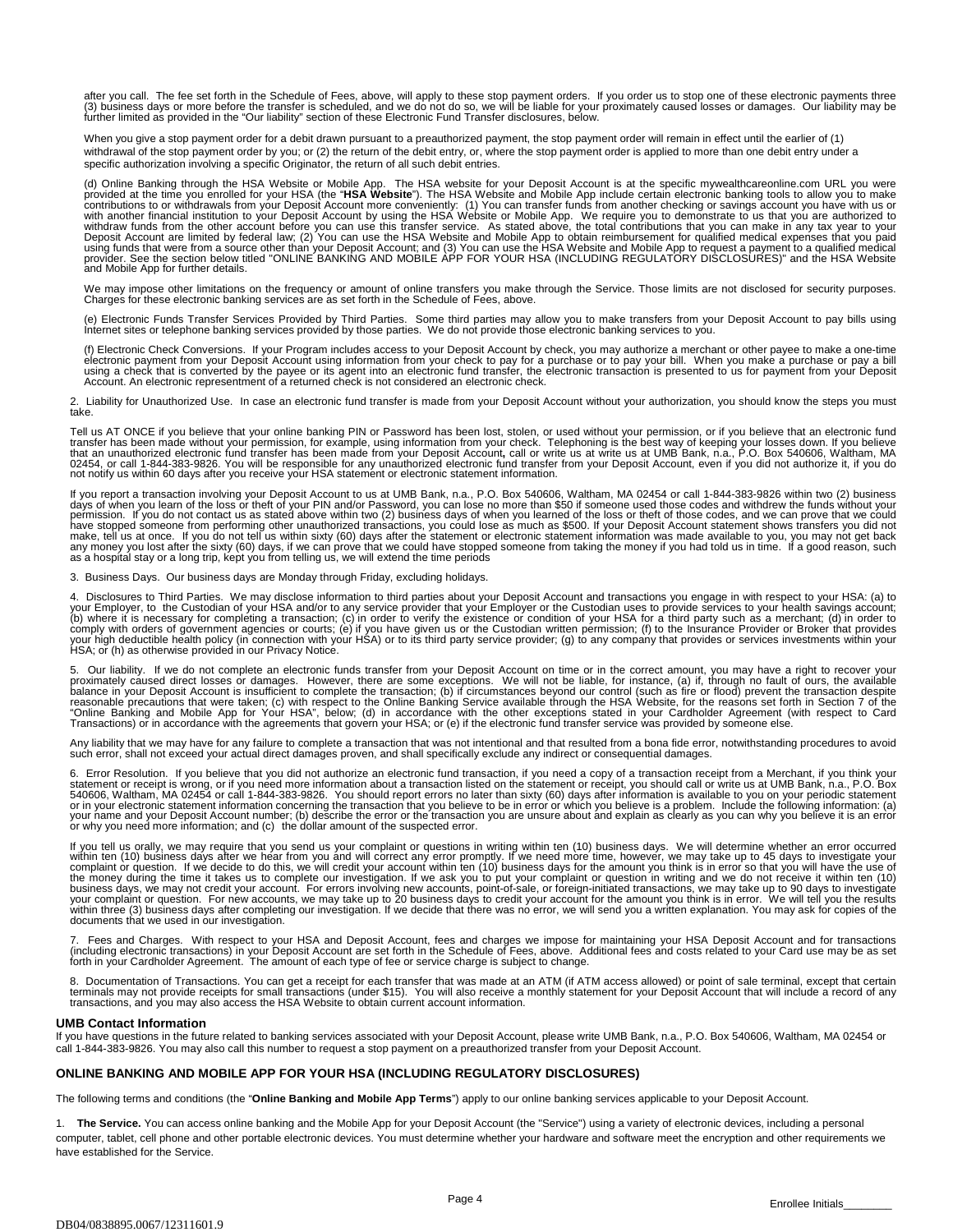after you call. The fee set forth in the Schedule of Fees, above, will apply to these stop payment orders. If you order us to stop one of these electronic payments three (3) business days or more before the transfer is scheduled, and we do not do so, we will be liable for your proximately caused losses or damages. Our liability may be further limited as provided in the "Our liability" section of these Electronic Fund Transfer disclosures, below.

When you give a stop payment order for a debit drawn pursuant to a preauthorized payment, the stop payment order will remain in effect until the earlier of (1) withdrawal of the stop payment order by you; or (2) the return of the debit entry, or, where the stop payment order is applied to more than one debit entry under a specific authorization involving a specific Originator, the return of all such debit entries.

(d) Online Banking through the HSA Website or Mobile App. The HSA website for your Deposit Account is at the specific mywealthcareonline.com URL you were provided at the time you enrolled for your HSA (the "**HSA Website**"). The HSA Website and Mobile App include certain electronic banking tools to allow you to make contributions to or withdrawals from your Deposit Account more conveniently: (1) You can transfer funds from another checking or savings account you have with us or with another financial institution to your Deposit Account by using the HSA Website or Mobile App. We require you to demonstrate to us that you are authorized to withdraw funds from the other account before you can use this transfer service. As stated above, the total contributions that you can make in any tax year to your Deposit Account are limited by federal law; (2) You can use the HSA Website and Mobile App to obtain reimbursement for qualified medical expenses that you paid using funds that were from a source other than your Deposit Account; and (3) You can use the HSA Website and Mobile App to request a payment to a qualified medical provider. See the section below titled "ONLINE BANKING AND MOBILE APP FOR YOUR HSA (INCLUDING REGULATORY DISCLOSURES)" and the HSA Website and Mobile App for further details.

We may impose other limitations on the frequency or amount of online transfers you make through the Service. Those limits are not disclosed for security purposes. Charges for these electronic banking services are as set forth in the Schedule of Fees, above.

(e) Electronic Funds Transfer Services Provided by Third Parties. Some third parties may allow you to make transfers from your Deposit Account to pay bills using Internet sites or telephone banking services provided by those parties. We do not provide those electronic banking services to you.

(f) Electronic Check Conversions. If your Program includes access to your Deposit Account by check, you may authorize a merchant or other payee to make a one-time electronic payment from your Deposit Account using information from your check to pay for a purchase or to pay your bill. When you make a purchase or pay a bill using a check that is converted by the payee or its agent into an electronic fund transfer, the electronic transaction is presented to us for payment from your Deposit Account. An electronic representment of a returned check is not considered an electronic check.

2. Liability for Unauthorized Use. In case an electronic fund transfer is made from your Deposit Account without your authorization, you should know the steps you must take.

Tell us AT ONCE if you believe that your online banking PIN or Password has been lost, stolen, or used without your permission, or if you believe that an electronic fund transfer has been made without your permission, for example, using information from your check. Telephoning is the best way of keeping your losses down. If you believe that an unauthorized electronic fund transfer has been made from your Deposit Account**,** call or write us at write us at UMB Bank, n.a., P.O. Box 540606, Waltham, MA 02454, or call 1-844-383-9826. You will be responsible for any unauthorized electronic fund transfer from your Deposit Account, even if you did not authorize it, if you do not notify us within 60 days after you receive your HSA statement or electronic statement information.

If you report a transaction involving your Deposit Account to us at UMB Bank, n.a., P.O. Box 540606, Waltham, MA 02454 or call 1-844-383-9826 within two (2) business days of when you learn of the loss or theft of your PIN and/or Password, you can lose no more than $50 if someone used those codes and withdrew the funds without your permission. If you do not contact us as stated above within two (2) business days of when you learned of the loss or theft of those codes, and we can prove that we could have stopped someone from performing other unauthorized transactions, you could lose as much as $500. If your Deposit Account statement shows transfers you did not make, tell us at once. If you do not tell us within sixty (60) days after the statement or electronic statement information was made available to you, you may not get back any money you lost after the sixty (60) days, if we can prove that we could have stopped someone from taking the money if you had told us in time. If a good reason, such as a hospital stay or a long trip, kept you from telling us, we will extend the time periods

3. Business Days. Our business days are Monday through Friday, excluding holidays.

4. Disclosures to Third Parties. We may disclose information to third parties about your Deposit Account and transactions you engage in with respect to your HSA: (a) to your Employer, to the Custodian of your HSA and/or to any service provider that your Employer or the Custodian uses to provide services to your health savings account; (b) where it is necessary for completing a transaction; (c) in order to verify the existence or condition of your HSA for a third party such as a merchant; (d) in order to comply with orders of government agencies or courts; (e) if you have given us or the Custodian written permission; (f) to the Insurance Provider or Broker that provides your high deductible health policy (in connection with your HSA) or to its third party service provider; (g) to any company that provides or services investments within your HSA; or (h) as otherwise provided in our Privacy Notice.

5. Our liability. If we do not complete an electronic funds transfer from your Deposit Account on time or in the correct amount, you may have a right to recover your proximately caused direct losses or damages. However, there are some exceptions. We will not be liable, for instance, (a) if, through no fault of ours, the available balance in your Deposit Account is insufficient to complete the transaction; (b) if circumstances beyond our control (such as fire or flood) prevent the transaction despite reasonable precautions that were taken; (c) with respect to the Online Banking Service available through the HSA Website, for the reasons set forth in Section 7 of the "Online Banking and Mobile App for Your HSA", below; (d) in accordance with the other exceptions stated in your Cardholder Agreement (with respect to Card Transactions) or in accordance with the agreements that govern your HSA; or (e) if the electronic fund transfer service was provided by someone else.

Any liability that we may have for any failure to complete a transaction that was not intentional and that resulted from a bona fide error, notwithstanding procedures to avoid such error, shall not exceed your actual direct damages proven, and shall specifically exclude any indirect or consequential damages.

6. Error Resolution. If you believe that you did not authorize an electronic fund transaction, if you need a copy of a transaction receipt from a Merchant, if you think your statement or receipt is wrong, or if you need more information about a transaction listed on the statement or receipt, you should call or write us at UMB Bank, n.a., P.O. Box 540606, Waltham, MA 02454 or call 1-844-383-9826. You should report errors no later than sixty (60) days after information is available to you on your periodic statement or in your electronic statement information concerning the transaction that you believe to be in error or which you believe is a problem. Include the following information: (a) your name and your Deposit Account number; (b) describe the error or the transaction you are unsure about and explain as clearly as you can why you believe it is an error or why you need more information; and (c) the dollar amount of the suspected error.

If you tell us orally, we may require that you send us your complaint or questions in writing within ten (10) business days. We will determine whether an error occurred within ten (10) business days after we hear from you and will correct any error promptly. If we need more time, however, we may take up to 45 days to investigate your complaint or question. If we decide to do this, we will credit your account within ten (10) business days for the amount you think is in error so that you will have the use of the money during the time it takes us to complete our investigation. If we ask you to put your complaint or question in writing and we do not receive it within ten (10) business days, we may not credit your account. For errors involving new accounts, point-of-sale, or foreign-initiated transactions, we may take up to 90 days to investigate your complaint or question. For new accounts, we may take up to 20 business days to credit your account for the amount you think is in error. We will tell you the results within three (3) business days after completing our investigation. If we decide that there was no error, we will send you a written explanation. You may ask for copies of the documents that we used in our investigation.

7. Fees and Charges. With respect to your HSA and Deposit Account, fees and charges we impose for maintaining your HSA Deposit Account and for transactions (including electronic transactions) in your Deposit Account are set forth in the Schedule of Fees, above. Additional fees and costs related to your Card use may be as set forth in your Cardholder Agreement. The amount of each type of fee or service charge is subject to change.

8. Documentation of Transactions. You can get a receipt for each transfer that was made at an ATM (if ATM access allowed) or point of sale terminal, except that certain terminals may not provide receipts for small transactions (under $15). You will also receive a monthly statement for your Deposit Account that will include a record of any transactions, and you may also access the HSA Website to obtain current account information.

**UMB Contact Information**

If you have questions in the future related to banking services associated with your Deposit Account, please write UMB Bank, n.a., P.O. Box 540606, Waltham, MA 02454 or call 1-844-383-9826. You may also call this number to request a stop payment on a preauthorized transfer from your Deposit Account.

## ONLINE BANKING AND MOBILE APP FOR YOUR HSA (INCLUDING REGULATORY DISCLOSURES)

The following terms and conditions (the "**Online Banking and Mobile App Terms**") apply to our online banking services applicable to your Deposit Account.

1. **The Service.** You can access online banking and the Mobile App for your Deposit Account (the "Service") using a variety of electronic devices, including a personal computer, tablet, cell phone and other portable electronic devices. You must determine whether your hardware and software meet the encryption and other requirements we have established for the Service.

Enrollee Initials________

DB04/0838895.0067/12311601.9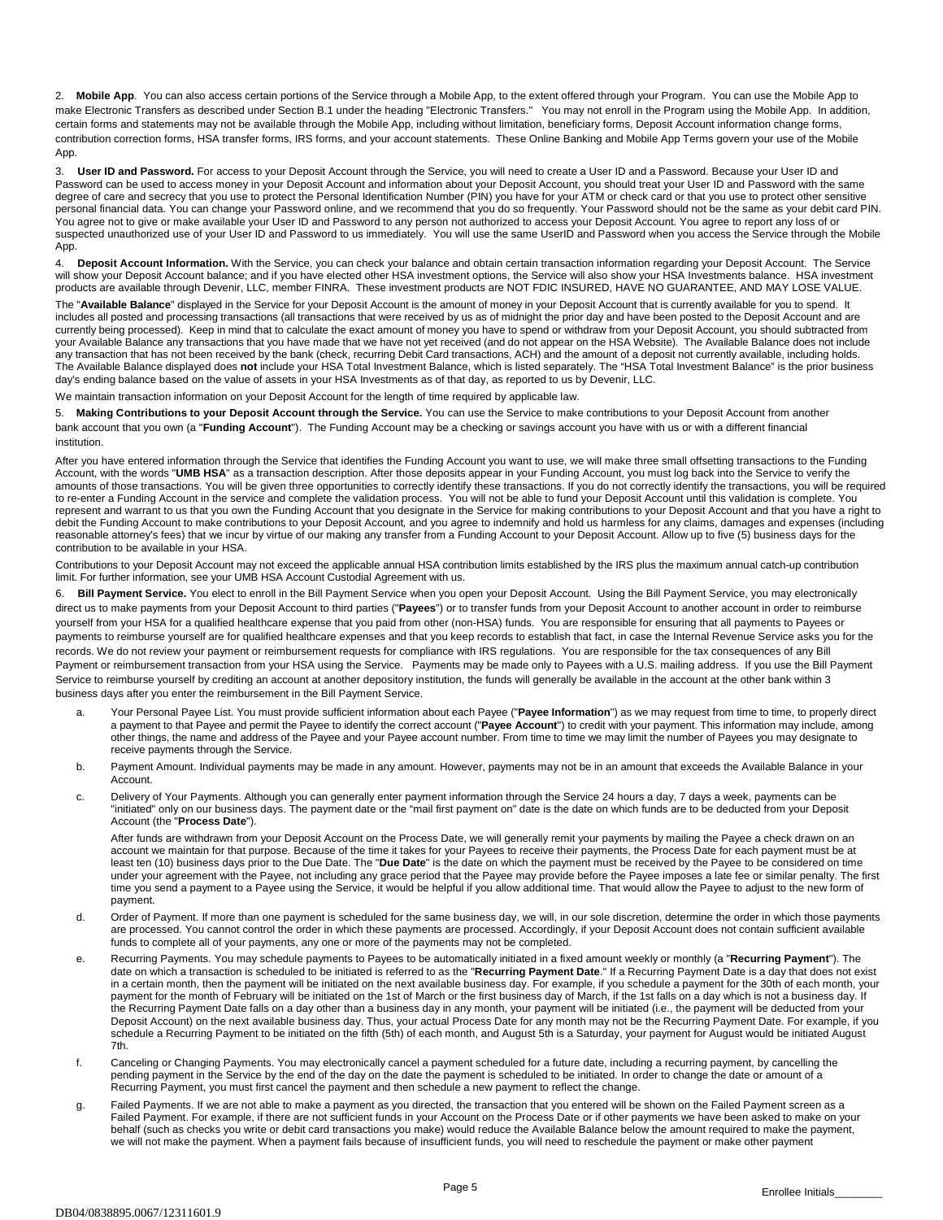2. **Mobile App**. You can also access certain portions of the Service through a Mobile App, to the extent offered through your Program. You can use the Mobile App to make Electronic Transfers as described under Section B.1 under the heading "Electronic Transfers." You may not enroll in the Program using the Mobile App. In addition, certain forms and statements may not be available through the Mobile App, including without limitation, beneficiary forms, Deposit Account information change forms, contribution correction forms, HSA transfer forms, IRS forms, and your account statements. These Online Banking and Mobile App Terms govern your use of the Mobile App.

3. **User ID and Password.** For access to your Deposit Account through the Service, you will need to create a User ID and a Password. Because your User ID and Password can be used to access money in your Deposit Account and information about your Deposit Account, you should treat your User ID and Password with the same degree of care and secrecy that you use to protect the Personal Identification Number (PIN) you have for your ATM or check card or that you use to protect other sensitive personal financial data. You can change your Password online, and we recommend that you do so frequently. Your Password should not be the same as your debit card PIN. You agree not to give or make available your User ID and Password to any person not authorized to access your Deposit Account. You agree to report any loss of or suspected unauthorized use of your User ID and Password to us immediately. You will use the same UserID and Password when you access the Service through the Mobile App.

4. **Deposit Account Information.** With the Service, you can check your balance and obtain certain transaction information regarding your Deposit Account. The Service will show your Deposit Account balance; and if you have elected other HSA investment options, the Service will also show your HSA Investments balance. HSA investment products are available through Devenir, LLC, member FINRA. These investment products are NOT FDIC INSURED, HAVE NO GUARANTEE, AND MAY LOSE VALUE.

The "**Available Balance**" displayed in the Service for your Deposit Account is the amount of money in your Deposit Account that is currently available for you to spend. It includes all posted and processing transactions (all transactions that were received by us as of midnight the prior day and have been posted to the Deposit Account and are currently being processed). Keep in mind that to calculate the exact amount of money you have to spend or withdraw from your Deposit Account, you should subtracted from your Available Balance any transactions that you have made that we have not yet received (and do not appear on the HSA Website). The Available Balance does not include any transaction that has not been received by the bank (check, recurring Debit Card transactions, ACH) and the amount of a deposit not currently available, including holds. The Available Balance displayed does **not** include your HSA Total Investment Balance, which is listed separately. The "HSA Total Investment Balance" is the prior business day's ending balance based on the value of assets in your HSA Investments as of that day, as reported to us by Devenir, LLC.

We maintain transaction information on your Deposit Account for the length of time required by applicable law.

5. **Making Contributions to your Deposit Account through the Service.** You can use the Service to make contributions to your Deposit Account from another bank account that you own (a "**Funding Account**"). The Funding Account may be a checking or savings account you have with us or with a different financial institution.

After you have entered information through the Service that identifies the Funding Account you want to use, we will make three small offsetting transactions to the Funding Account, with the words "**UMB HSA**" as a transaction description. After those deposits appear in your Funding Account, you must log back into the Service to verify the amounts of those transactions. You will be given three opportunities to correctly identify these transactions. If you do not correctly identify the transactions, you will be required to re-enter a Funding Account in the service and complete the validation process. You will not be able to fund your Deposit Account until this validation is complete. You represent and warrant to us that you own the Funding Account that you designate in the Service for making contributions to your Deposit Account and that you have a right to debit the Funding Account to make contributions to your Deposit Account, and you agree to indemnify and hold us harmless for any claims, damages and expenses (including reasonable attorney's fees) that we incur by virtue of our making any transfer from a Funding Account to your Deposit Account. Allow up to five (5) business days for the contribution to be available in your HSA.

Contributions to your Deposit Account may not exceed the applicable annual HSA contribution limits established by the IRS plus the maximum annual catch-up contribution limit. For further information, see your UMB HSA Account Custodial Agreement with us.

6. **Bill Payment Service.** You elect to enroll in the Bill Payment Service when you open your Deposit Account. Using the Bill Payment Service, you may electronically direct us to make payments from your Deposit Account to third parties ("**Payees**") or to transfer funds from your Deposit Account to another account in order to reimburse yourself from your HSA for a qualified healthcare expense that you paid from other (non-HSA) funds. You are responsible for ensuring that all payments to Payees or payments to reimburse yourself are for qualified healthcare expenses and that you keep records to establish that fact, in case the Internal Revenue Service asks you for the records. We do not review your payment or reimbursement requests for compliance with IRS regulations. You are responsible for the tax consequences of any Bill Payment or reimbursement transaction from your HSA using the Service. Payments may be made only to Payees with a U.S. mailing address. If you use the Bill Payment Service to reimburse yourself by crediting an account at another depository institution, the funds will generally be available in the account at the other bank within 3 business days after you enter the reimbursement in the Bill Payment Service.

a. Your Personal Payee List. You must provide sufficient information about each Payee ("**Payee Information**") as we may request from time to time, to properly direct a payment to that Payee and permit the Payee to identify the correct account ("**Payee Account**") to credit with your payment. This information may include, among other things, the name and address of the Payee and your Payee account number. From time to time we may limit the number of Payees you may designate to receive payments through the Service.

b. Payment Amount. Individual payments may be made in any amount. However, payments may not be in an amount that exceeds the Available Balance in your Account.

c. Delivery of Your Payments. Although you can generally enter payment information through the Service 24 hours a day, 7 days a week, payments can be "initiated" only on our business days. The payment date or the "mail first payment on" date is the date on which funds are to be deducted from your Deposit Account (the "**Process Date**").

   After funds are withdrawn from your Deposit Account on the Process Date, we will generally remit your payments by mailing the Payee a check drawn on an account we maintain for that purpose. Because of the time it takes for your Payees to receive their payments, the Process Date for each payment must be at least ten (10) business days prior to the Due Date. The "**Due Date**" is the date on which the payment must be received by the Payee to be considered on time under your agreement with the Payee, not including any grace period that the Payee may provide before the Payee imposes a late fee or similar penalty. The first time you send a payment to a Payee using the Service, it would be helpful if you allow additional time. That would allow the Payee to adjust to the new form of payment.

d. Order of Payment. If more than one payment is scheduled for the same business day, we will, in our sole discretion, determine the order in which those payments are processed. You cannot control the order in which these payments are processed. Accordingly, if your Deposit Account does not contain sufficient available funds to complete all of your payments, any one or more of the payments may not be completed.

e. Recurring Payments. You may schedule payments to Payees to be automatically initiated in a fixed amount weekly or monthly (a "**Recurring Payment**"). The date on which a transaction is scheduled to be initiated is referred to as the "**Recurring Payment Date**." If a Recurring Payment Date is a day that does not exist in a certain month, then the payment will be initiated on the next available business day. For example, if you schedule a payment for the 30th of each month, your payment for the month of February will be initiated on the 1st of March or the first business day of March, if the 1st falls on a day which is not a business day. If the Recurring Payment Date falls on a day other than a business day in any month, your payment will be initiated (i.e., the payment will be deducted from your Deposit Account) on the next available business day. Thus, your actual Process Date for any month may not be the Recurring Payment Date. For example, if you schedule a Recurring Payment to be initiated on the fifth (5th) of each month, and August 5th is a Saturday, your payment for August would be initiated August 7th.

f. Canceling or Changing Payments. You may electronically cancel a payment scheduled for a future date, including a recurring payment, by cancelling the pending payment in the Service by the end of the day on the date the payment is scheduled to be initiated. In order to change the date or amount of a Recurring Payment, you must first cancel the payment and then schedule a new payment to reflect the change.

g. Failed Payments. If we are not able to make a payment as you directed, the transaction that you entered will be shown on the Failed Payment screen as a Failed Payment. For example, if there are not sufficient funds in your Account on the Process Date or if other payments we have been asked to make on your behalf (such as checks you write or debit card transactions you make) would reduce the Available Balance below the amount required to make the payment, we will not make the payment. When a payment fails because of insufficient funds, you will need to reschedule the payment or make other payment

Enrollee Initials________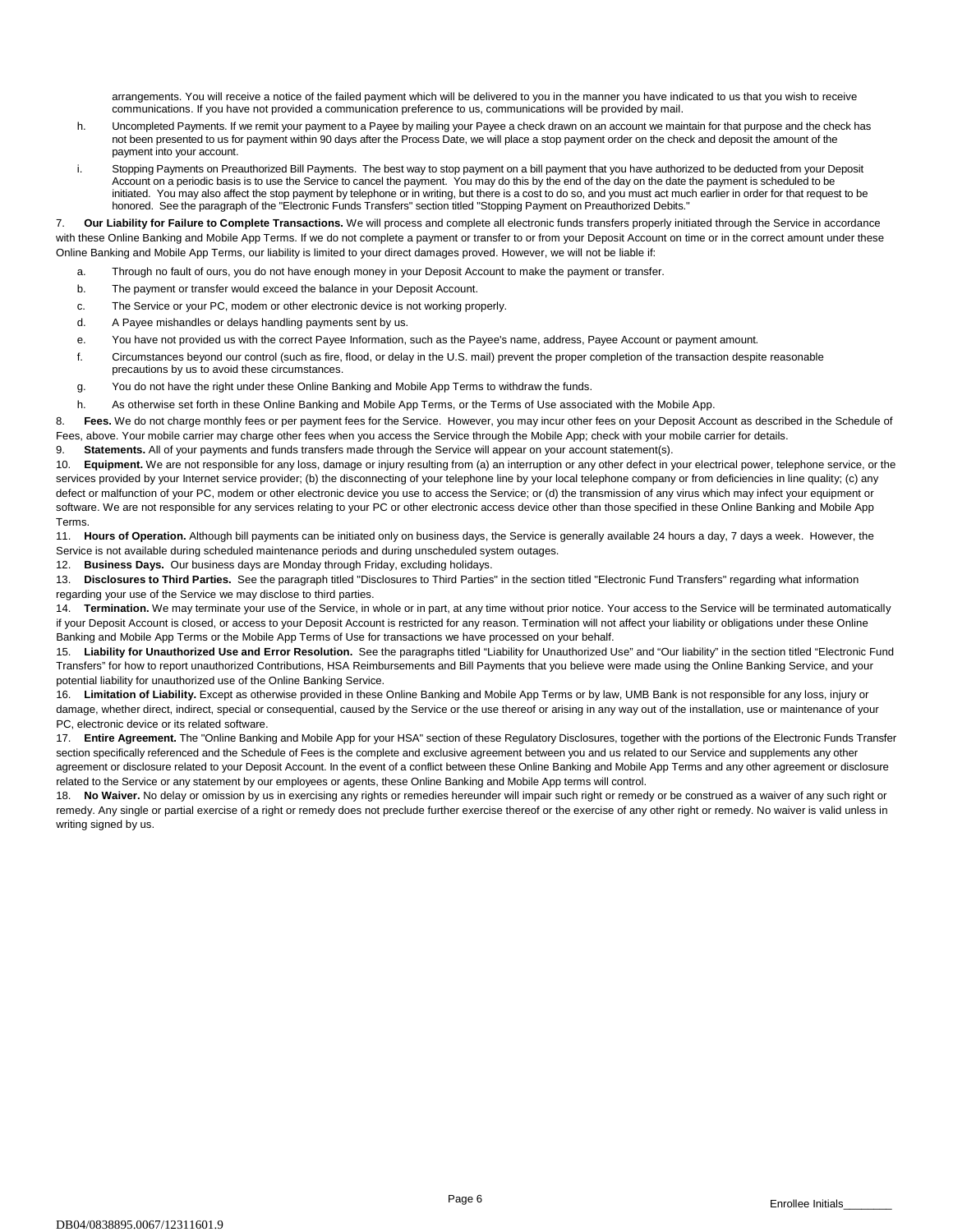arrangements. You will receive a notice of the failed payment which will be delivered to you in the manner you have indicated to us that you wish to receive communications. If you have not provided a communication preference to us, communications will be provided by mail.

h. Uncompleted Payments. If we remit your payment to a Payee by mailing your Payee a check drawn on an account we maintain for that purpose and the check has not been presented to us for payment within 90 days after the Process Date, we will place a stop payment order on the check and deposit the amount of the payment into your account.

i. Stopping Payments on Preauthorized Bill Payments. The best way to stop payment on a bill payment that you have authorized to be deducted from your Deposit Account on a periodic basis is to use the Service to cancel the payment. You may do this by the end of the day on the date the payment is scheduled to be initiated. You may also affect the stop payment by telephone or in writing, but there is a cost to do so, and you must act much earlier in order for that request to be honored. See the paragraph of the "Electronic Funds Transfers" section titled "Stopping Payment on Preauthorized Debits."

7. **Our Liability for Failure to Complete Transactions.** We will process and complete all electronic funds transfers properly initiated through the Service in accordance with these Online Banking and Mobile App Terms. If we do not complete a payment or transfer to or from your Deposit Account on time or in the correct amount under these Online Banking and Mobile App Terms, our liability is limited to your direct damages proved. However, we will not be liable if:

a. Through no fault of ours, you do not have enough money in your Deposit Account to make the payment or transfer.

b. The payment or transfer would exceed the balance in your Deposit Account.

c. The Service or your PC, modem or other electronic device is not working properly.

d. A Payee mishandles or delays handling payments sent by us.

e. You have not provided us with the correct Payee Information, such as the Payee's name, address, Payee Account or payment amount.

f. Circumstances beyond our control (such as fire, flood, or delay in the U.S. mail) prevent the proper completion of the transaction despite reasonable precautions by us to avoid these circumstances.

g. You do not have the right under these Online Banking and Mobile App Terms to withdraw the funds.

h. As otherwise set forth in these Online Banking and Mobile App Terms, or the Terms of Use associated with the Mobile App.

8. **Fees.** We do not charge monthly fees or per payment fees for the Service. However, you may incur other fees on your Deposit Account as described in the Schedule of Fees, above. Your mobile carrier may charge other fees when you access the Service through the Mobile App; check with your mobile carrier for details.

9. **Statements.** All of your payments and funds transfers made through the Service will appear on your account statement(s).

10. **Equipment.** We are not responsible for any loss, damage or injury resulting from (a) an interruption or any other defect in your electrical power, telephone service, or the services provided by your Internet service provider; (b) the disconnecting of your telephone line by your local telephone company or from deficiencies in line quality; (c) any defect or malfunction of your PC, modem or other electronic device you use to access the Service; or (d) the transmission of any virus which may infect your equipment or software. We are not responsible for any services relating to your PC or other electronic access device other than those specified in these Online Banking and Mobile App Terms.

11. **Hours of Operation.** Although bill payments can be initiated only on business days, the Service is generally available 24 hours a day, 7 days a week. However, the Service is not available during scheduled maintenance periods and during unscheduled system outages.

12. **Business Days.** Our business days are Monday through Friday, excluding holidays.

13. **Disclosures to Third Parties.** See the paragraph titled "Disclosures to Third Parties" in the section titled "Electronic Fund Transfers" regarding what information regarding your use of the Service we may disclose to third parties.

14. **Termination.** We may terminate your use of the Service, in whole or in part, at any time without prior notice. Your access to the Service will be terminated automatically if your Deposit Account is closed, or access to your Deposit Account is restricted for any reason. Termination will not affect your liability or obligations under these Online Banking and Mobile App Terms or the Mobile App Terms of Use for transactions we have processed on your behalf.

15. **Liability for Unauthorized Use and Error Resolution.** See the paragraphs titled "Liability for Unauthorized Use" and "Our liability" in the section titled "Electronic Fund Transfers" for how to report unauthorized Contributions, HSA Reimbursements and Bill Payments that you believe were made using the Online Banking Service, and your potential liability for unauthorized use of the Online Banking Service.

16. **Limitation of Liability.** Except as otherwise provided in these Online Banking and Mobile App Terms or by law, UMB Bank is not responsible for any loss, injury or damage, whether direct, indirect, special or consequential, caused by the Service or the use thereof or arising in any way out of the installation, use or maintenance of your PC, electronic device or its related software.

17. **Entire Agreement.** The "Online Banking and Mobile App for your HSA" section of these Regulatory Disclosures, together with the portions of the Electronic Funds Transfer section specifically referenced and the Schedule of Fees is the complete and exclusive agreement between you and us related to our Service and supplements any other agreement or disclosure related to your Deposit Account. In the event of a conflict between these Online Banking and Mobile App Terms and any other agreement or disclosure related to the Service or any statement by our employees or agents, these Online Banking and Mobile App terms will control.

18. **No Waiver.** No delay or omission by us in exercising any rights or remedies hereunder will impair such right or remedy or be construed as a waiver of any such right or remedy. Any single or partial exercise of a right or remedy does not preclude further exercise thereof or the exercise of any other right or remedy. No waiver is valid unless in writing signed by us.

Enrollee Initials________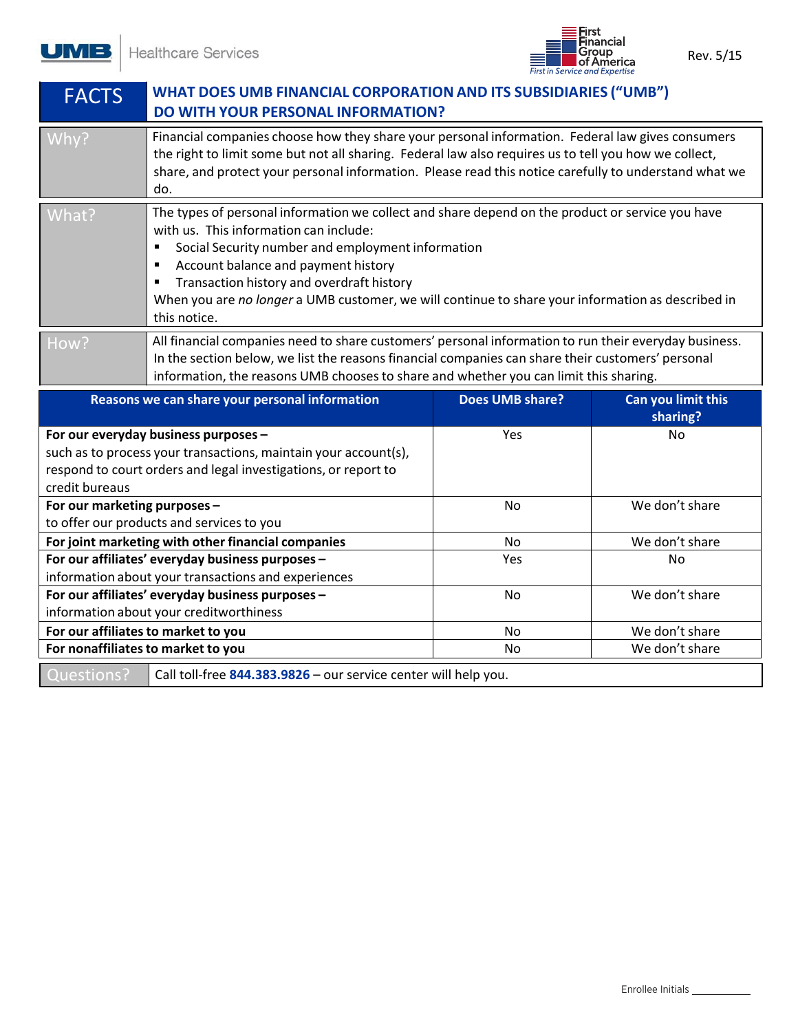UMB Healthcare Services

First Financial Group of America — First in Service and Expertise

Rev. 5/15

# FACTS — WHAT DOES UMB FINANCIAL CORPORATION AND ITS SUBSIDIARIES ("UMB") DO WITH YOUR PERSONAL INFORMATION?

| | |
|---|---|
| **Why?** | Financial companies choose how they share your personal information. Federal law gives consumers the right to limit some but not all sharing. Federal law also requires us to tell you how we collect, share, and protect your personal information. Please read this notice carefully to understand what we do. |
| **What?** | The types of personal information we collect and share depend on the product or service you have with us. This information can include:<br>▪ Social Security number and employment information<br>▪ Account balance and payment history<br>▪ Transaction history and overdraft history<br>When you are *no longer* a UMB customer, we will continue to share your information as described in this notice. |
| **How?** | All financial companies need to share customers' personal information to run their everyday business. In the section below, we list the reasons financial companies can share their customers' personal information, the reasons UMB chooses to share and whether you can limit this sharing. |

| Reasons we can share your personal information | Does UMB share? | Can you limit this sharing? |
|---|---|---|
| **For our everyday business purposes –** such as to process your transactions, maintain your account(s), respond to court orders and legal investigations, or report to credit bureaus | Yes | No |
| **For our marketing purposes –** to offer our products and services to you | No | We don't share |
| **For joint marketing with other financial companies** | No | We don't share |
| **For our affiliates' everyday business purposes –** information about your transactions and experiences | Yes | No |
| **For our affiliates' everyday business purposes –** information about your creditworthiness | No | We don't share |
| **For our affiliates to market to you** | No | We don't share |
| **For nonaffiliates to market to you** | No | We don't share |

| | |
|---|---|
| **Questions?** | Call toll-free **844.383.9826** – our service center will help you. |

Enrollee Initials ___________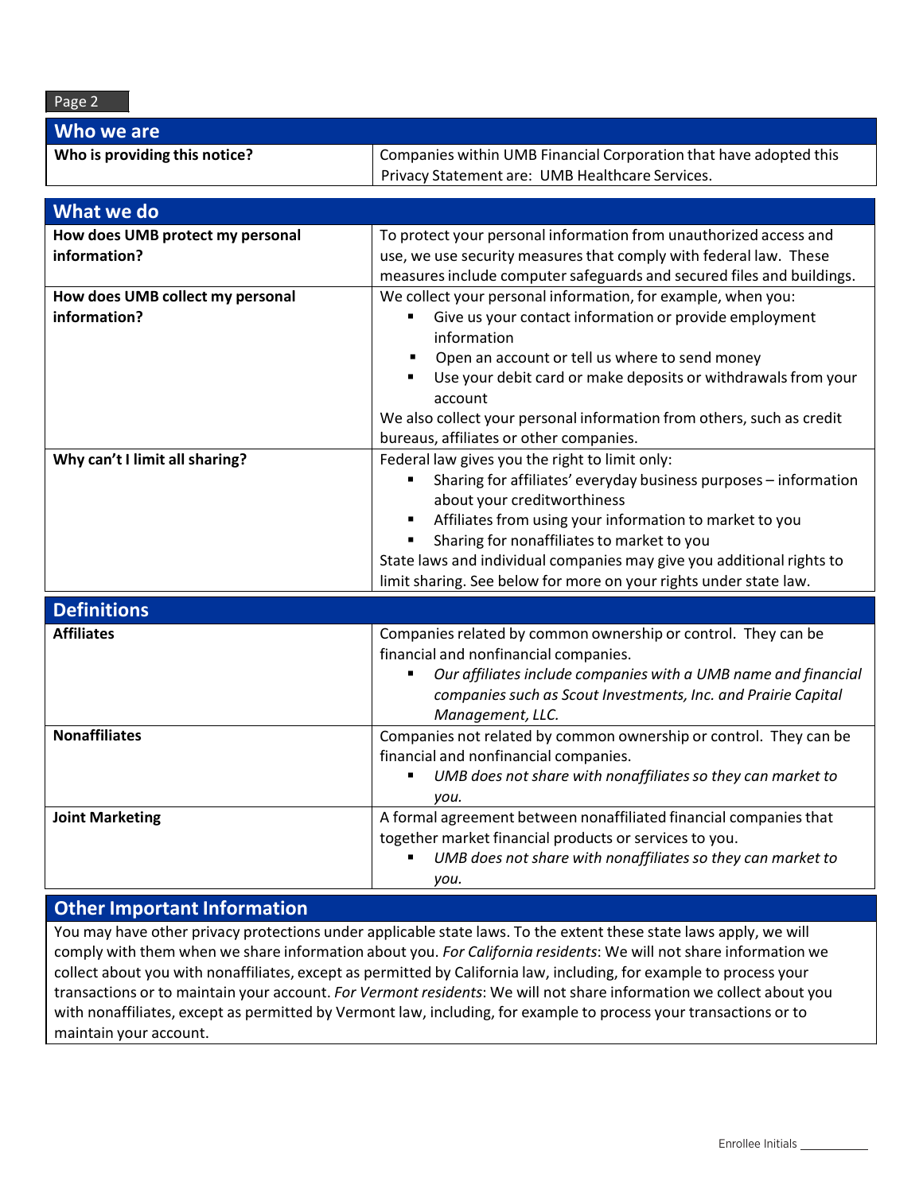## Who we are

| | |
|---|---|
| **Who is providing this notice?** | Companies within UMB Financial Corporation that have adopted this Privacy Statement are: UMB Healthcare Services. |

## What we do

| | |
|---|---|
| **How does UMB protect my personal information?** | To protect your personal information from unauthorized access and use, we use security measures that comply with federal law. These measures include computer safeguards and secured files and buildings. |
| **How does UMB collect my personal information?** | We collect your personal information, for example, when you:<br>▪ Give us your contact information or provide employment information<br>▪ Open an account or tell us where to send money<br>▪ Use your debit card or make deposits or withdrawals from your account<br>We also collect your personal information from others, such as credit bureaus, affiliates or other companies. |
| **Why can't I limit all sharing?** | Federal law gives you the right to limit only:<br>▪ Sharing for affiliates' everyday business purposes – information about your creditworthiness<br>▪ Affiliates from using your information to market to you<br>▪ Sharing for nonaffiliates to market to you<br>State laws and individual companies may give you additional rights to limit sharing. See below for more on your rights under state law. |

## Definitions

| | |
|---|---|
| **Affiliates** | Companies related by common ownership or control. They can be financial and nonfinancial companies.<br>▪ *Our affiliates include companies with a UMB name and financial companies such as Scout Investments, Inc. and Prairie Capital Management, LLC.* |
| **Nonaffiliates** | Companies not related by common ownership or control. They can be financial and nonfinancial companies.<br>▪ *UMB does not share with nonaffiliates so they can market to you.* |
| **Joint Marketing** | A formal agreement between nonaffiliated financial companies that together market financial products or services to you.<br>▪ *UMB does not share with nonaffiliates so they can market to you.* |

## Other Important Information

You may have other privacy protections under applicable state laws. To the extent these state laws apply, we will comply with them when we share information about you. *For California residents*: We will not share information we collect about you with nonaffiliates, except as permitted by California law, including, for example to process your transactions or to maintain your account. *For Vermont residents*: We will not share information we collect about you with nonaffiliates, except as permitted by Vermont law, including, for example to process your transactions or to maintain your account.

Enrollee Initials ___________